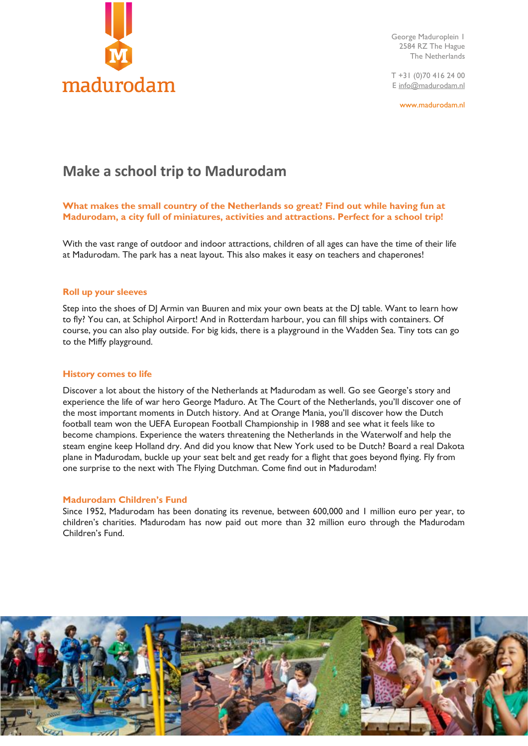madurodam

George Maduroplein 1
2584 RZ The Hague
The Netherlands

T +31 (0)70 416 24 00
E info@madurodam.nl

www.madurodam.nl

# Make a school trip to Madurodam

**What makes the small country of the Netherlands so great? Find out while having fun at Madurodam, a city full of miniatures, activities and attractions. Perfect for a school trip!**

With the vast range of outdoor and indoor attractions, children of all ages can have the time of their life at Madurodam. The park has a neat layout. This also makes it easy on teachers and chaperones!

## Roll up your sleeves

Step into the shoes of DJ Armin van Buuren and mix your own beats at the DJ table. Want to learn how to fly? You can, at Schiphol Airport! And in Rotterdam harbour, you can fill ships with containers. Of course, you can also play outside. For big kids, there is a playground in the Wadden Sea. Tiny tots can go to the Miffy playground.

## History comes to life

Discover a lot about the history of the Netherlands at Madurodam as well. Go see George's story and experience the life of war hero George Maduro. At The Court of the Netherlands, you'll discover one of the most important moments in Dutch history. And at Orange Mania, you'll discover how the Dutch football team won the UEFA European Football Championship in 1988 and see what it feels like to become champions. Experience the waters threatening the Netherlands in the Waterwolf and help the steam engine keep Holland dry. And did you know that New York used to be Dutch? Board a real Dakota plane in Madurodam, buckle up your seat belt and get ready for a flight that goes beyond flying. Fly from one surprise to the next with The Flying Dutchman. Come find out in Madurodam!

## Madurodam Children's Fund

Since 1952, Madurodam has been donating its revenue, between 600,000 and 1 million euro per year, to children's charities. Madurodam has now paid out more than 32 million euro through the Madurodam Children's Fund.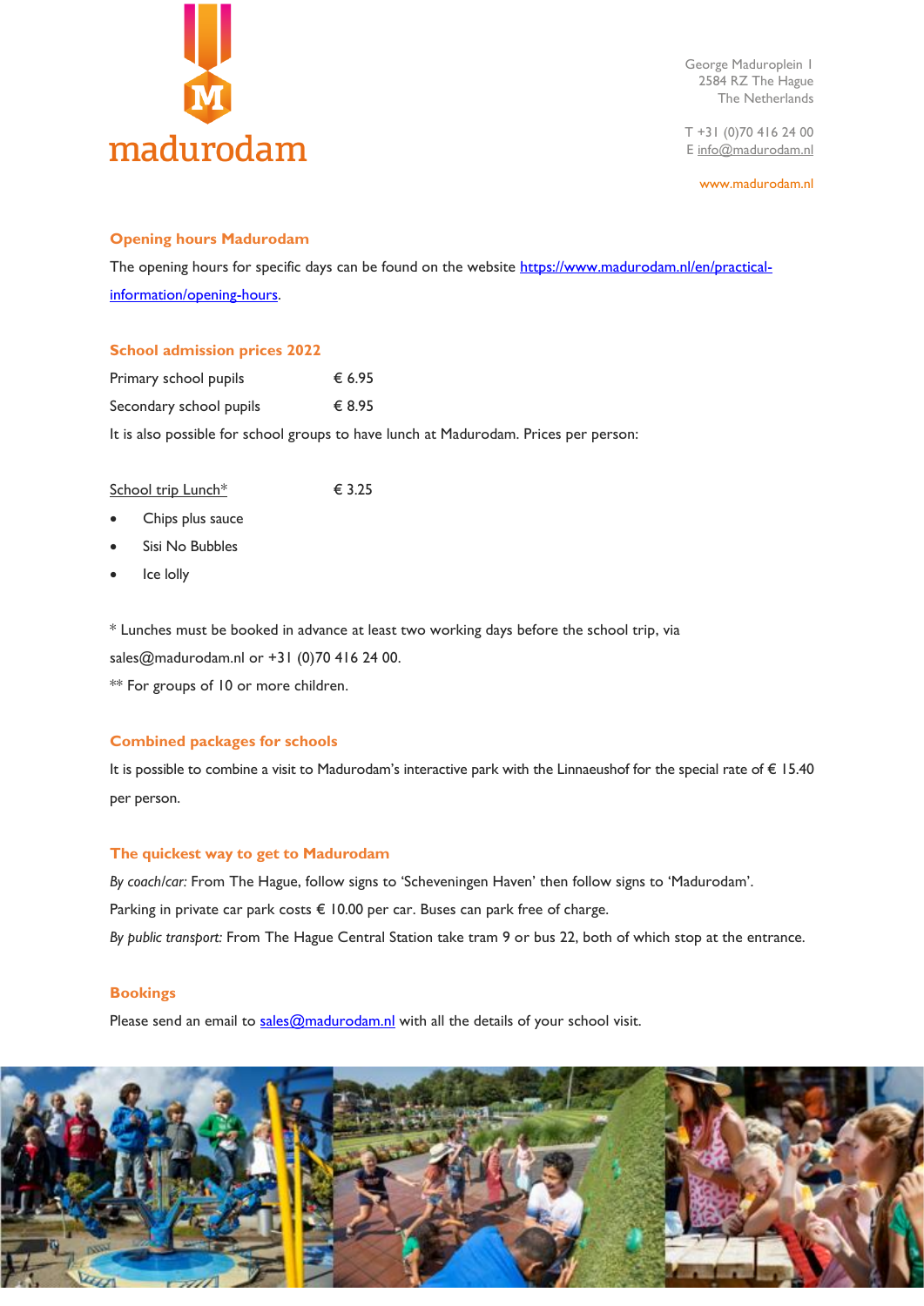madurodam

George Maduroplein 1
2584 RZ The Hague
The Netherlands

T +31 (0)70 416 24 00
E info@madurodam.nl

www.madurodam.nl

## Opening hours Madurodam

The opening hours for specific days can be found on the website https://www.madurodam.nl/en/practical-information/opening-hours.

## School admission prices 2022

| | |
|---|---|
| Primary school pupils | € 6.95 |
| Secondary school pupils | € 8.95 |

It is also possible for school groups to have lunch at Madurodam. Prices per person:

School trip Lunch* € 3.25

- Chips plus sauce
- Sisi No Bubbles
- Ice lolly

* Lunches must be booked in advance at least two working days before the school trip, via sales@madurodam.nl or +31 (0)70 416 24 00.
** For groups of 10 or more children.

## Combined packages for schools

It is possible to combine a visit to Madurodam's interactive park with the Linnaeushof for the special rate of € 15.40 per person.

## The quickest way to get to Madurodam

*By coach/car:* From The Hague, follow signs to 'Scheveningen Haven' then follow signs to 'Madurodam'.
Parking in private car park costs € 10.00 per car. Buses can park free of charge.
*By public transport:* From The Hague Central Station take tram 9 or bus 22, both of which stop at the entrance.

## Bookings

Please send an email to sales@madurodam.nl with all the details of your school visit.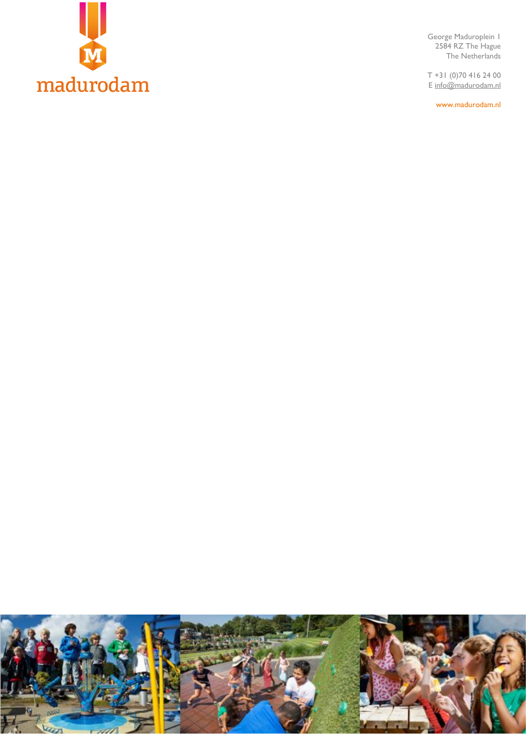madurodam

George Maduroplein 1
2584 RZ The Hague
The Netherlands

T +31 (0)70 416 24 00
E info@madurodam.nl

www.madurodam.nl